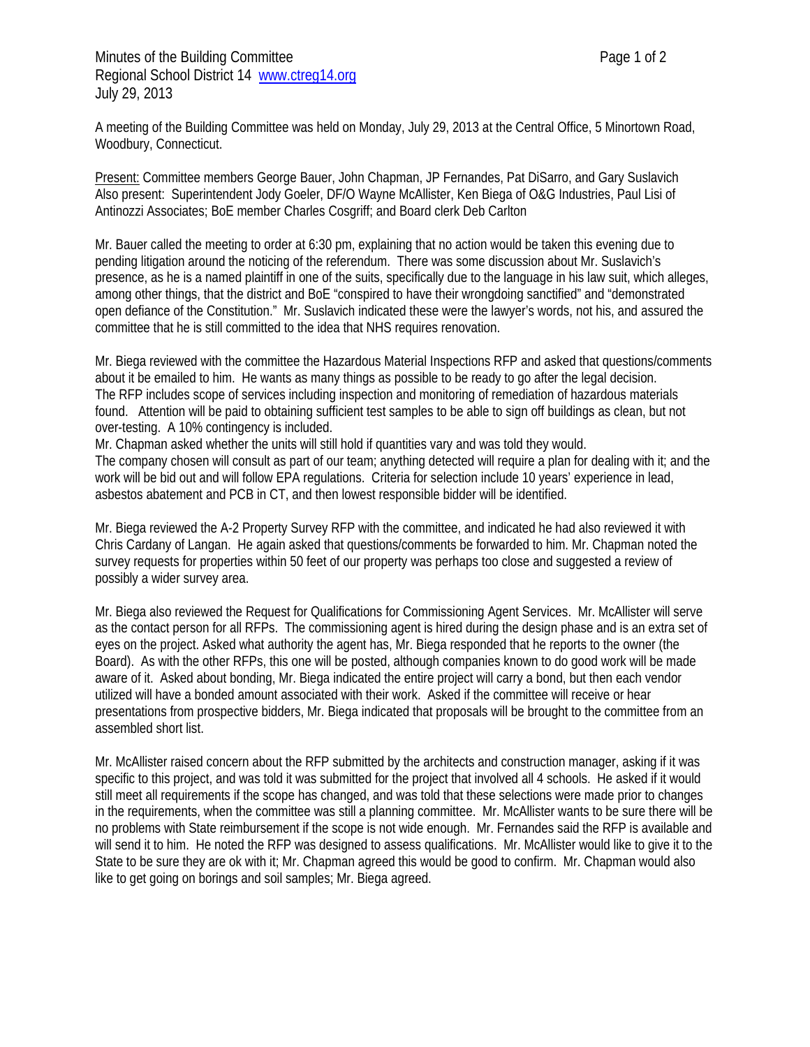Minutes of the Building Committee
Regional School District 14 [www.ctreg14.org](http://www.ctreg14.org)
July 29, 2013

A meeting of the Building Committee was held on Monday, July 29, 2013 at the Central Office, 5 Minortown Road, Woodbury, Connecticut.

Present: Committee members George Bauer, John Chapman, JP Fernandes, Pat DiSarro, and Gary Suslavich
Also present: Superintendent Jody Goeler, DF/O Wayne McAllister, Ken Biega of O&G Industries, Paul Lisi of Antinozzi Associates; BoE member Charles Cosgriff; and Board clerk Deb Carlton

Mr. Bauer called the meeting to order at 6:30 pm, explaining that no action would be taken this evening due to pending litigation around the noticing of the referendum. There was some discussion about Mr. Suslavich's presence, as he is a named plaintiff in one of the suits, specifically due to the language in his law suit, which alleges, among other things, that the district and BoE "conspired to have their wrongdoing sanctified" and "demonstrated open defiance of the Constitution." Mr. Suslavich indicated these were the lawyer's words, not his, and assured the committee that he is still committed to the idea that NHS requires renovation.

Mr. Biega reviewed with the committee the Hazardous Material Inspections RFP and asked that questions/comments about it be emailed to him. He wants as many things as possible to be ready to go after the legal decision. The RFP includes scope of services including inspection and monitoring of remediation of hazardous materials found. Attention will be paid to obtaining sufficient test samples to be able to sign off buildings as clean, but not over-testing. A 10% contingency is included.
Mr. Chapman asked whether the units will still hold if quantities vary and was told they would.
The company chosen will consult as part of our team; anything detected will require a plan for dealing with it; and the work will be bid out and will follow EPA regulations. Criteria for selection include 10 years' experience in lead, asbestos abatement and PCB in CT, and then lowest responsible bidder will be identified.

Mr. Biega reviewed the A-2 Property Survey RFP with the committee, and indicated he had also reviewed it with Chris Cardany of Langan. He again asked that questions/comments be forwarded to him. Mr. Chapman noted the survey requests for properties within 50 feet of our property was perhaps too close and suggested a review of possibly a wider survey area.

Mr. Biega also reviewed the Request for Qualifications for Commissioning Agent Services. Mr. McAllister will serve as the contact person for all RFPs. The commissioning agent is hired during the design phase and is an extra set of eyes on the project. Asked what authority the agent has, Mr. Biega responded that he reports to the owner (the Board). As with the other RFPs, this one will be posted, although companies known to do good work will be made aware of it. Asked about bonding, Mr. Biega indicated the entire project will carry a bond, but then each vendor utilized will have a bonded amount associated with their work. Asked if the committee will receive or hear presentations from prospective bidders, Mr. Biega indicated that proposals will be brought to the committee from an assembled short list.

Mr. McAllister raised concern about the RFP submitted by the architects and construction manager, asking if it was specific to this project, and was told it was submitted for the project that involved all 4 schools. He asked if it would still meet all requirements if the scope has changed, and was told that these selections were made prior to changes in the requirements, when the committee was still a planning committee. Mr. McAllister wants to be sure there will be no problems with State reimbursement if the scope is not wide enough. Mr. Fernandes said the RFP is available and will send it to him. He noted the RFP was designed to assess qualifications. Mr. McAllister would like to give it to the State to be sure they are ok with it; Mr. Chapman agreed this would be good to confirm. Mr. Chapman would also like to get going on borings and soil samples; Mr. Biega agreed.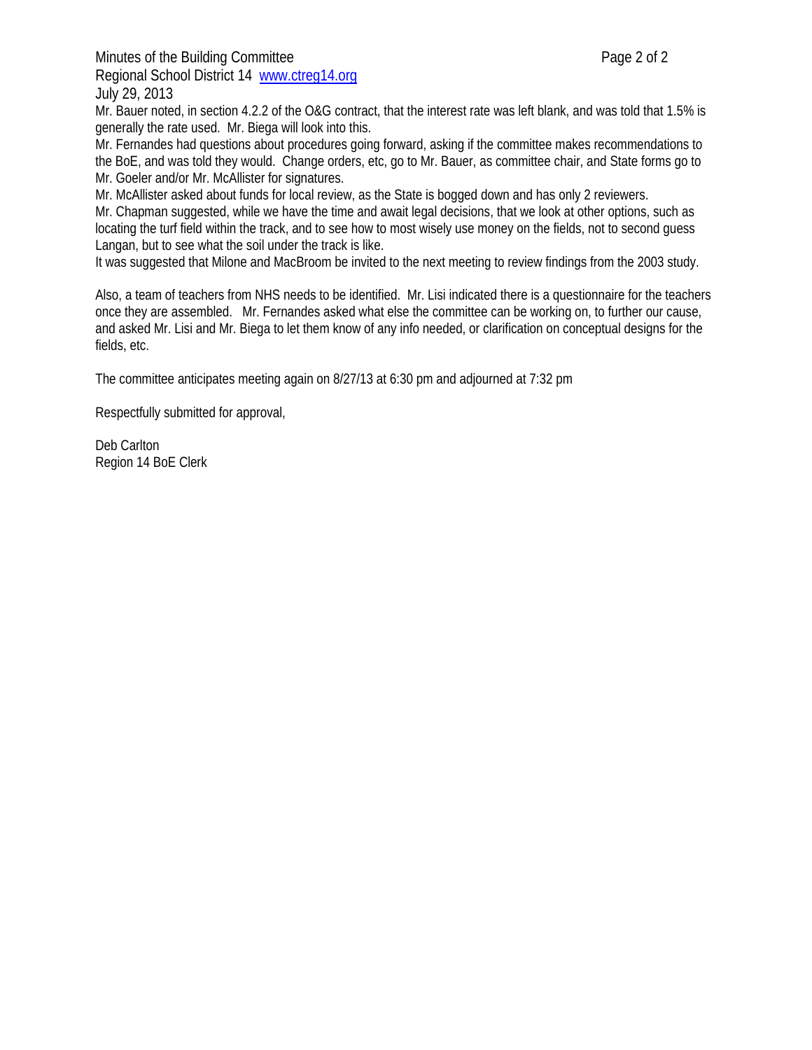Mr. Bauer noted, in section 4.2.2 of the O&G contract, that the interest rate was left blank, and was told that 1.5% is generally the rate used. Mr. Biega will look into this.
Mr. Fernandes had questions about procedures going forward, asking if the committee makes recommendations to the BoE, and was told they would. Change orders, etc, go to Mr. Bauer, as committee chair, and State forms go to Mr. Goeler and/or Mr. McAllister for signatures.
Mr. McAllister asked about funds for local review, as the State is bogged down and has only 2 reviewers.
Mr. Chapman suggested, while we have the time and await legal decisions, that we look at other options, such as locating the turf field within the track, and to see how to most wisely use money on the fields, not to second guess Langan, but to see what the soil under the track is like.
It was suggested that Milone and MacBroom be invited to the next meeting to review findings from the 2003 study.

Also, a team of teachers from NHS needs to be identified. Mr. Lisi indicated there is a questionnaire for the teachers once they are assembled. Mr. Fernandes asked what else the committee can be working on, to further our cause, and asked Mr. Lisi and Mr. Biega to let them know of any info needed, or clarification on conceptual designs for the fields, etc.

The committee anticipates meeting again on 8/27/13 at 6:30 pm and adjourned at 7:32 pm

Respectfully submitted for approval,

Deb Carlton
Region 14 BoE Clerk